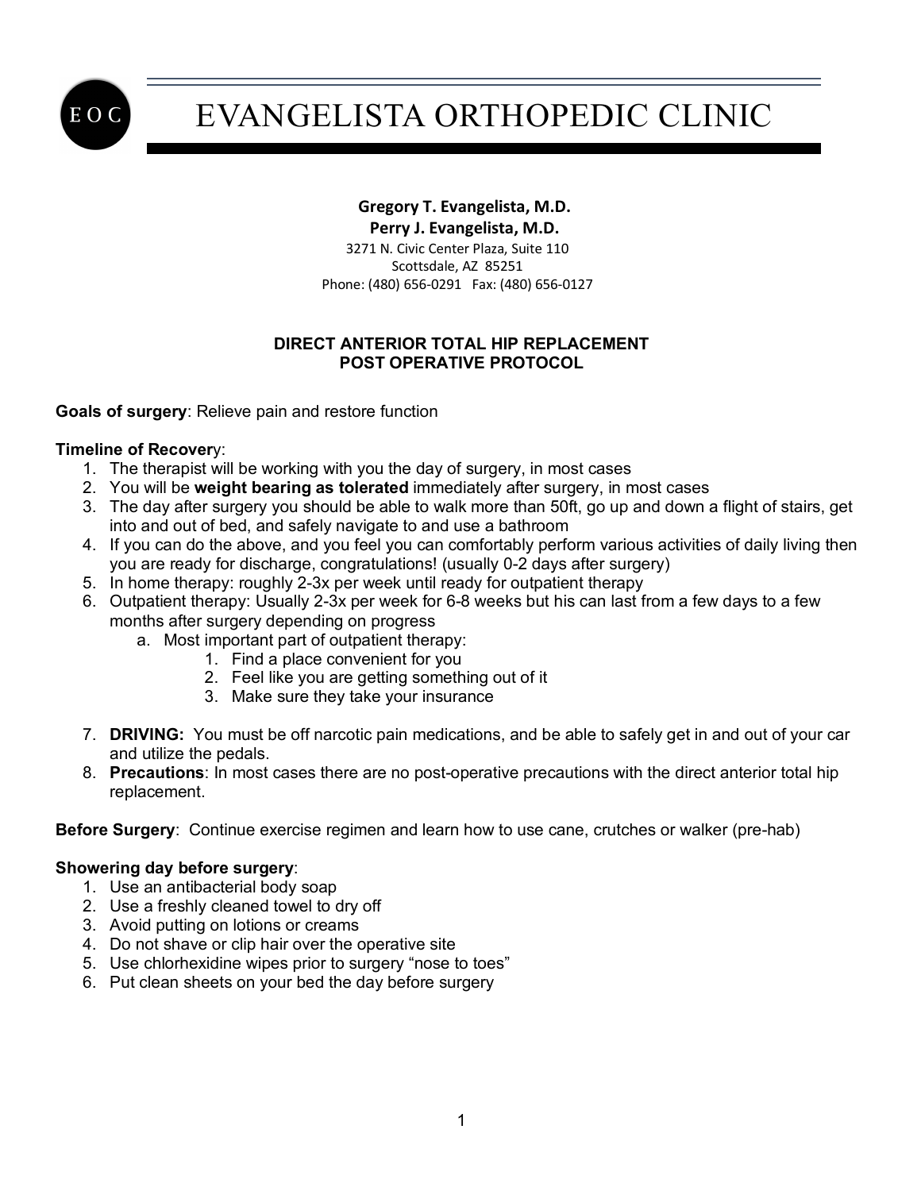# EVANGELISTA ORTHOPEDIC CLINIC

**Gregory T. Evangelista, M.D.**
**Perry J. Evangelista, M.D.**
3271 N. Civic Center Plaza, Suite 110
Scottsdale, AZ 85251
Phone: (480) 656-0291 Fax: (480) 656-0127

## DIRECT ANTERIOR TOTAL HIP REPLACEMENT POST OPERATIVE PROTOCOL

**Goals of surgery**: Relieve pain and restore function

**Timeline of Recovery**:

1. The therapist will be working with you the day of surgery, in most cases
2. You will be **weight bearing as tolerated** immediately after surgery, in most cases
3. The day after surgery you should be able to walk more than 50ft, go up and down a flight of stairs, get into and out of bed, and safely navigate to and use a bathroom
4. If you can do the above, and you feel you can comfortably perform various activities of daily living then you are ready for discharge, congratulations! (usually 0-2 days after surgery)
5. In home therapy: roughly 2-3x per week until ready for outpatient therapy
6. Outpatient therapy: Usually 2-3x per week for 6-8 weeks but his can last from a few days to a few months after surgery depending on progress
   a. Most important part of outpatient therapy:
      1. Find a place convenient for you
      2. Feel like you are getting something out of it
      3. Make sure they take your insurance
7. **DRIVING:** You must be off narcotic pain medications, and be able to safely get in and out of your car and utilize the pedals.
8. **Precautions**: In most cases there are no post-operative precautions with the direct anterior total hip replacement.

**Before Surgery**: Continue exercise regimen and learn how to use cane, crutches or walker (pre-hab)

**Showering day before surgery**:

1. Use an antibacterial body soap
2. Use a freshly cleaned towel to dry off
3. Avoid putting on lotions or creams
4. Do not shave or clip hair over the operative site
5. Use chlorhexidine wipes prior to surgery "nose to toes"
6. Put clean sheets on your bed the day before surgery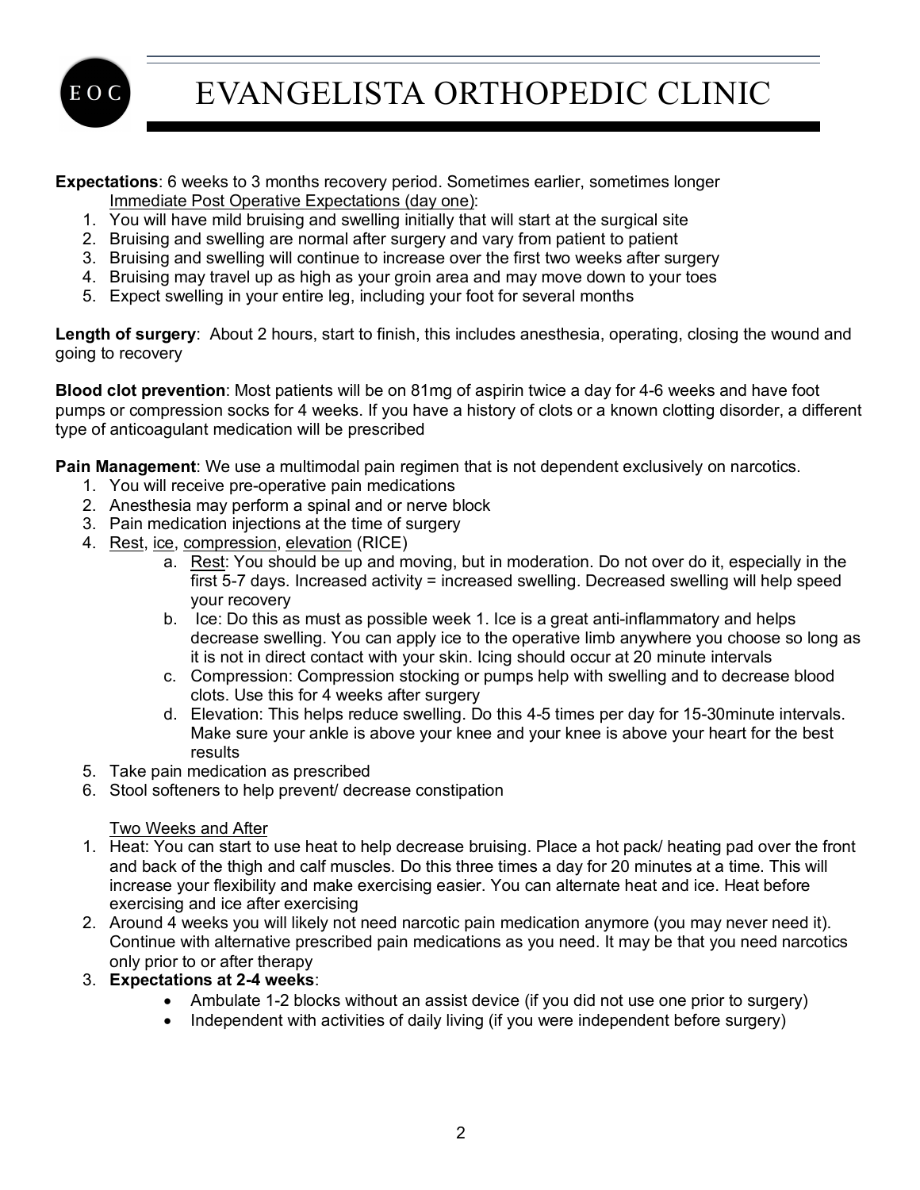# EVANGELISTA ORTHOPEDIC CLINIC

**Expectations**: 6 weeks to 3 months recovery period. Sometimes earlier, sometimes longer

Immediate Post Operative Expectations (day one):

1. You will have mild bruising and swelling initially that will start at the surgical site
2. Bruising and swelling are normal after surgery and vary from patient to patient
3. Bruising and swelling will continue to increase over the first two weeks after surgery
4. Bruising may travel up as high as your groin area and may move down to your toes
5. Expect swelling in your entire leg, including your foot for several months

**Length of surgery**: About 2 hours, start to finish, this includes anesthesia, operating, closing the wound and going to recovery

**Blood clot prevention**: Most patients will be on 81mg of aspirin twice a day for 4-6 weeks and have foot pumps or compression socks for 4 weeks. If you have a history of clots or a known clotting disorder, a different type of anticoagulant medication will be prescribed

**Pain Management**: We use a multimodal pain regimen that is not dependent exclusively on narcotics.

1. You will receive pre-operative pain medications
2. Anesthesia may perform a spinal and or nerve block
3. Pain medication injections at the time of surgery
4. Rest, ice, compression, elevation (RICE)
   a. Rest: You should be up and moving, but in moderation. Do not over do it, especially in the first 5-7 days. Increased activity = increased swelling. Decreased swelling will help speed your recovery
   b. Ice: Do this as must as possible week 1. Ice is a great anti-inflammatory and helps decrease swelling. You can apply ice to the operative limb anywhere you choose so long as it is not in direct contact with your skin. Icing should occur at 20 minute intervals
   c. Compression: Compression stocking or pumps help with swelling and to decrease blood clots. Use this for 4 weeks after surgery
   d. Elevation: This helps reduce swelling. Do this 4-5 times per day for 15-30minute intervals. Make sure your ankle is above your knee and your knee is above your heart for the best results
5. Take pain medication as prescribed
6. Stool softeners to help prevent/ decrease constipation

Two Weeks and After

1. Heat: You can start to use heat to help decrease bruising. Place a hot pack/ heating pad over the front and back of the thigh and calf muscles. Do this three times a day for 20 minutes at a time. This will increase your flexibility and make exercising easier. You can alternate heat and ice. Heat before exercising and ice after exercising
2. Around 4 weeks you will likely not need narcotic pain medication anymore (you may never need it). Continue with alternative prescribed pain medications as you need. It may be that you need narcotics only prior to or after therapy
3. **Expectations at 2-4 weeks**:
   - Ambulate 1-2 blocks without an assist device (if you did not use one prior to surgery)
   - Independent with activities of daily living (if you were independent before surgery)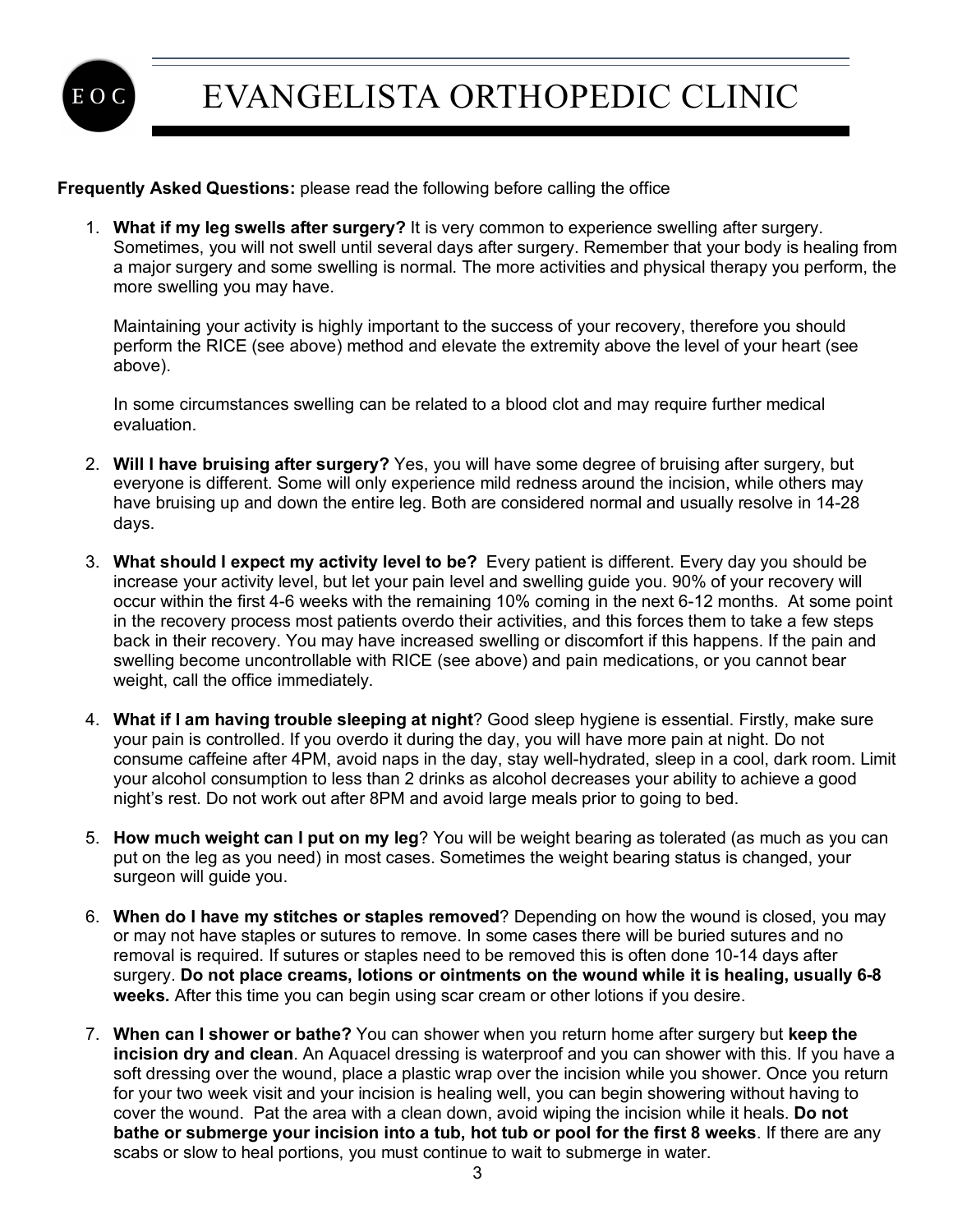# EVANGELISTA ORTHOPEDIC CLINIC

**Frequently Asked Questions:** please read the following before calling the office

1. **What if my leg swells after surgery?** It is very common to experience swelling after surgery. Sometimes, you will not swell until several days after surgery. Remember that your body is healing from a major surgery and some swelling is normal. The more activities and physical therapy you perform, the more swelling you may have.

   Maintaining your activity is highly important to the success of your recovery, therefore you should perform the RICE (see above) method and elevate the extremity above the level of your heart (see above).

   In some circumstances swelling can be related to a blood clot and may require further medical evaluation.

2. **Will I have bruising after surgery?** Yes, you will have some degree of bruising after surgery, but everyone is different. Some will only experience mild redness around the incision, while others may have bruising up and down the entire leg. Both are considered normal and usually resolve in 14-28 days.

3. **What should I expect my activity level to be?** Every patient is different. Every day you should be increase your activity level, but let your pain level and swelling guide you. 90% of your recovery will occur within the first 4-6 weeks with the remaining 10% coming in the next 6-12 months. At some point in the recovery process most patients overdo their activities, and this forces them to take a few steps back in their recovery. You may have increased swelling or discomfort if this happens. If the pain and swelling become uncontrollable with RICE (see above) and pain medications, or you cannot bear weight, call the office immediately.

4. **What if I am having trouble sleeping at night**? Good sleep hygiene is essential. Firstly, make sure your pain is controlled. If you overdo it during the day, you will have more pain at night. Do not consume caffeine after 4PM, avoid naps in the day, stay well-hydrated, sleep in a cool, dark room. Limit your alcohol consumption to less than 2 drinks as alcohol decreases your ability to achieve a good night's rest. Do not work out after 8PM and avoid large meals prior to going to bed.

5. **How much weight can I put on my leg**? You will be weight bearing as tolerated (as much as you can put on the leg as you need) in most cases. Sometimes the weight bearing status is changed, your surgeon will guide you.

6. **When do I have my stitches or staples removed**? Depending on how the wound is closed, you may or may not have staples or sutures to remove. In some cases there will be buried sutures and no removal is required. If sutures or staples need to be removed this is often done 10-14 days after surgery. **Do not place creams, lotions or ointments on the wound while it is healing, usually 6-8 weeks.** After this time you can begin using scar cream or other lotions if you desire.

7. **When can I shower or bathe?** You can shower when you return home after surgery but **keep the incision dry and clean**. An Aquacel dressing is waterproof and you can shower with this. If you have a soft dressing over the wound, place a plastic wrap over the incision while you shower. Once you return for your two week visit and your incision is healing well, you can begin showering without having to cover the wound. Pat the area with a clean down, avoid wiping the incision while it heals. **Do not bathe or submerge your incision into a tub, hot tub or pool for the first 8 weeks**. If there are any scabs or slow to heal portions, you must continue to wait to submerge in water.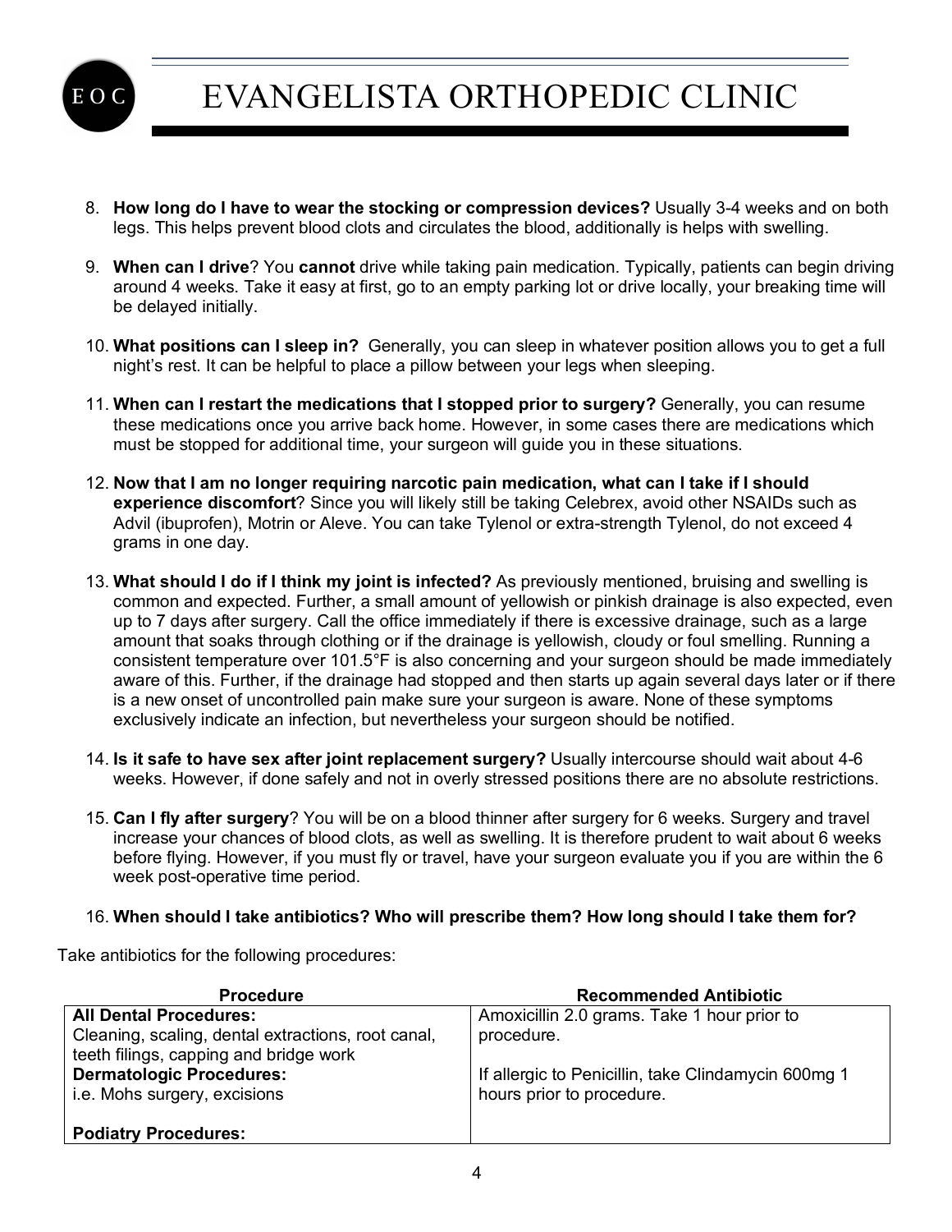8. **How long do I have to wear the stocking or compression devices?** Usually 3-4 weeks and on both legs. This helps prevent blood clots and circulates the blood, additionally is helps with swelling.

9. **When can I drive**? You **cannot** drive while taking pain medication. Typically, patients can begin driving around 4 weeks. Take it easy at first, go to an empty parking lot or drive locally, your breaking time will be delayed initially.

10. **What positions can I sleep in?** Generally, you can sleep in whatever position allows you to get a full night's rest. It can be helpful to place a pillow between your legs when sleeping.

11. **When can I restart the medications that I stopped prior to surgery?** Generally, you can resume these medications once you arrive back home. However, in some cases there are medications which must be stopped for additional time, your surgeon will guide you in these situations.

12. **Now that I am no longer requiring narcotic pain medication, what can I take if I should experience discomfort**? Since you will likely still be taking Celebrex, avoid other NSAIDs such as Advil (ibuprofen), Motrin or Aleve. You can take Tylenol or extra-strength Tylenol, do not exceed 4 grams in one day.

13. **What should I do if I think my joint is infected?** As previously mentioned, bruising and swelling is common and expected. Further, a small amount of yellowish or pinkish drainage is also expected, even up to 7 days after surgery. Call the office immediately if there is excessive drainage, such as a large amount that soaks through clothing or if the drainage is yellowish, cloudy or foul smelling. Running a consistent temperature over 101.5°F is also concerning and your surgeon should be made immediately aware of this. Further, if the drainage had stopped and then starts up again several days later or if there is a new onset of uncontrolled pain make sure your surgeon is aware. None of these symptoms exclusively indicate an infection, but nevertheless your surgeon should be notified.

14. **Is it safe to have sex after joint replacement surgery?** Usually intercourse should wait about 4-6 weeks. However, if done safely and not in overly stressed positions there are no absolute restrictions.

15. **Can I fly after surgery**? You will be on a blood thinner after surgery for 6 weeks. Surgery and travel increase your chances of blood clots, as well as swelling. It is therefore prudent to wait about 6 weeks before flying. However, if you must fly or travel, have your surgeon evaluate you if you are within the 6 week post-operative time period.

16. **When should I take antibiotics? Who will prescribe them? How long should I take them for?**

Take antibiotics for the following procedures:

| Procedure | Recommended Antibiotic |
|---|---|
| **All Dental Procedures:**<br>Cleaning, scaling, dental extractions, root canal, teeth fillings, capping and bridge work<br>**Dermatologic Procedures:**<br>i.e. Mohs surgery, excisions<br><br>**Podiatry Procedures:** | Amoxicillin 2.0 grams. Take 1 hour prior to procedure.<br><br>If allergic to Penicillin, take Clindamycin 600mg 1 hours prior to procedure. |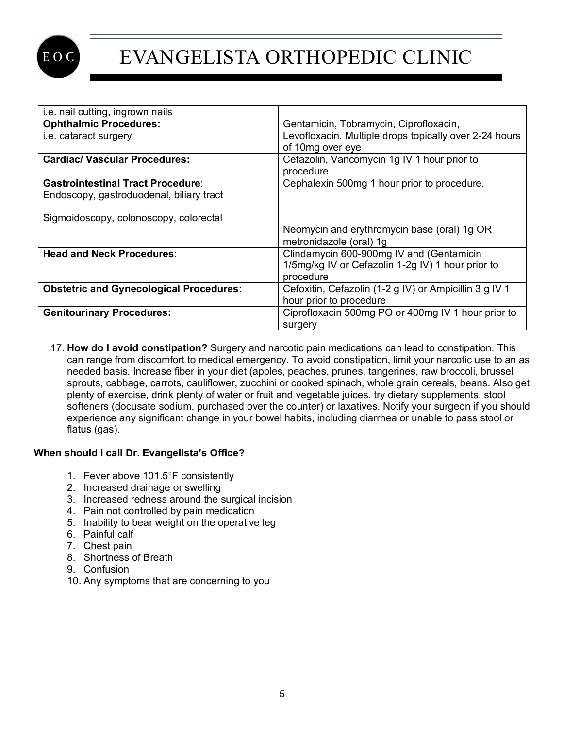| | |
|---|---|
| i.e. nail cutting, ingrown nails | |
| **Ophthalmic Procedures:**<br>i.e. cataract surgery | Gentamicin, Tobramycin, Ciprofloxacin, Levofloxacin. Multiple drops topically over 2-24 hours of 10mg over eye |
| **Cardiac/ Vascular Procedures:** | Cefazolin, Vancomycin 1g IV 1 hour prior to procedure. |
| **Gastrointestinal Tract Procedure**:<br>Endoscopy, gastroduodenal, biliary tract<br><br>Sigmoidoscopy, colonoscopy, colorectal | Cephalexin 500mg 1 hour prior to procedure.<br><br><br>Neomycin and erythromycin base (oral) 1g OR metronidazole (oral) 1g |
| **Head and Neck Procedures**: | Clindamycin 600-900mg IV and (Gentamicin 1/5mg/kg IV or Cefazolin 1-2g IV) 1 hour prior to procedure |
| **Obstetric and Gynecological Procedures:** | Cefoxitin, Cefazolin (1-2 g IV) or Ampicillin 3 g IV 1 hour prior to procedure |
| **Genitourinary Procedures:** | Ciprofloxacin 500mg PO or 400mg IV 1 hour prior to surgery |

17. **How do I avoid constipation?** Surgery and narcotic pain medications can lead to constipation. This can range from discomfort to medical emergency. To avoid constipation, limit your narcotic use to an as needed basis. Increase fiber in your diet (apples, peaches, prunes, tangerines, raw broccoli, brussel sprouts, cabbage, carrots, cauliflower, zucchini or cooked spinach, whole grain cereals, beans. Also get plenty of exercise, drink plenty of water or fruit and vegetable juices, try dietary supplements, stool softeners (docusate sodium, purchased over the counter) or laxatives. Notify your surgeon if you should experience any significant change in your bowel habits, including diarrhea or unable to pass stool or flatus (gas).

**When should I call Dr. Evangelista's Office?**

1. Fever above 101.5°F consistently
2. Increased drainage or swelling
3. Increased redness around the surgical incision
4. Pain not controlled by pain medication
5. Inability to bear weight on the operative leg
6. Painful calf
7. Chest pain
8. Shortness of Breath
9. Confusion
10. Any symptoms that are concerning to you